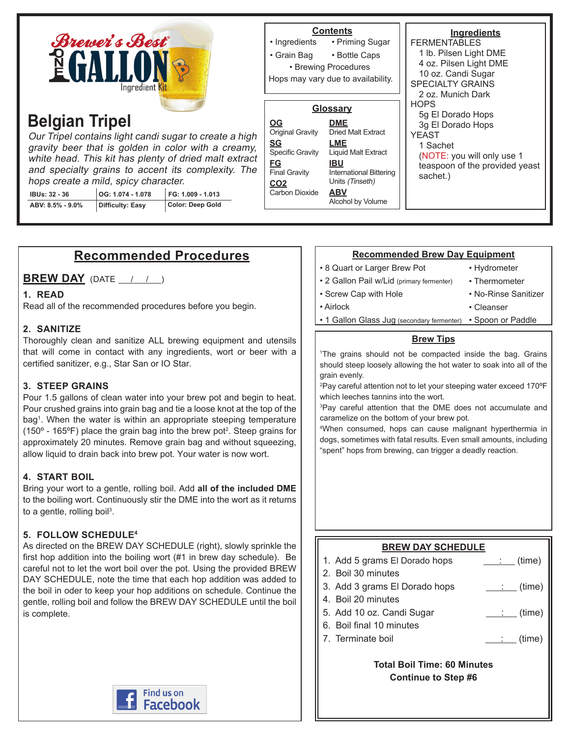Brewer's Best® ONE GALLON Ingredient Kit

# Belgian Tripel

*Our Tripel contains light candi sugar to create a high gravity beer that is golden in color with a creamy, white head. This kit has plenty of dried malt extract and specialty grains to accent its complexity. The hops create a mild, spicy character.*

| IBUs: 32 - 36 | OG: 1.074 - 1.078 | FG: 1.009 - 1.013 |
|---|---|---|
| ABV: 8.5% - 9.0% | Difficulty: Easy | Color: Deep Gold |

### Contents

- Ingredients
- Priming Sugar
- Grain Bag
- Bottle Caps
- Brewing Procedures

Hops may vary due to availability.

### Glossary

**OG** Original Gravity
**SG** Specific Gravity
**FG** Final Gravity
**CO2** Carbon Dioxide
**DME** Dried Malt Extract
**LME** Liquid Malt Extract
**IBU** International Bittering Units *(Tinseth)*
**ABV** Alcohol by Volume

### Ingredients

FERMENTABLES
- 1 lb. Pilsen Light DME
- 4 oz. Pilsen Light DME
- 10 oz. Candi Sugar

SPECIALTY GRAINS
- 2 oz. Munich Dark

HOPS
- 5g El Dorado Hops
- 3g El Dorado Hops

YEAST
- 1 Sachet

(NOTE: you will only use 1 teaspoon of the provided yeast sachet.)

## Recommended Procedures

### BREW DAY (DATE ___/___/___)

**1. READ**
Read all of the recommended procedures before you begin.

**2. SANITIZE**
Thoroughly clean and sanitize ALL brewing equipment and utensils that will come in contact with any ingredients, wort or beer with a certified sanitizer, e.g., Star San or IO Star.

**3. STEEP GRAINS**
Pour 1.5 gallons of clean water into your brew pot and begin to heat. Pour crushed grains into grain bag and tie a loose knot at the top of the bag[1]. When the water is within an appropriate steeping temperature (150º - 165ºF) place the grain bag into the brew pot[2]. Steep grains for approximately 20 minutes. Remove grain bag and without squeezing, allow liquid to drain back into brew pot. Your water is now wort.

**4. START BOIL**
Bring your wort to a gentle, rolling boil. Add **all of the included DME** to the boiling wort. Continuously stir the DME into the wort as it returns to a gentle, rolling boil[3].

**5. FOLLOW SCHEDULE[4]**
As directed on the BREW DAY SCHEDULE (right), slowly sprinkle the first hop addition into the boiling wort (#1 in brew day schedule). Be careful not to let the wort boil over the pot. Using the provided BREW DAY SCHEDULE, note the time that each hop addition was added to the boil in oder to keep your hop additions on schedule. Continue the gentle, rolling boil and follow the BREW DAY SCHEDULE until the boil is complete.

Find us on Facebook

### Recommended Brew Day Equipment

- 8 Quart or Larger Brew Pot
- 2 Gallon Pail w/Lid (primary fermenter)
- Screw Cap with Hole
- Airlock
- 1 Gallon Glass Jug (secondary fermenter)
- Hydrometer
- Thermometer
- No-Rinse Sanitizer
- Cleanser
- Spoon or Paddle

### Brew Tips

[1]The grains should not be compacted inside the bag. Grains should steep loosely allowing the hot water to soak into all of the grain evenly.
[2]Pay careful attention not to let your steeping water exceed 170ºF which leeches tannins into the wort.
[3]Pay careful attention that the DME does not accumulate and caramelize on the bottom of your brew pot.
[4]When consumed, hops can cause malignant hyperthermia in dogs, sometimes with fatal results. Even small amounts, including "spent" hops from brewing, can trigger a deadly reaction.

### BREW DAY SCHEDULE

1. Add 5 grams El Dorado hops ___:___ (time)
2. Boil 30 minutes
3. Add 3 grams El Dorado hops ___:___ (time)
4. Boil 20 minutes
5. Add 10 oz. Candi Sugar ___:___ (time)
6. Boil final 10 minutes
7. Terminate boil ___:___ (time)

**Total Boil Time: 60 Minutes**
**Continue to Step #6**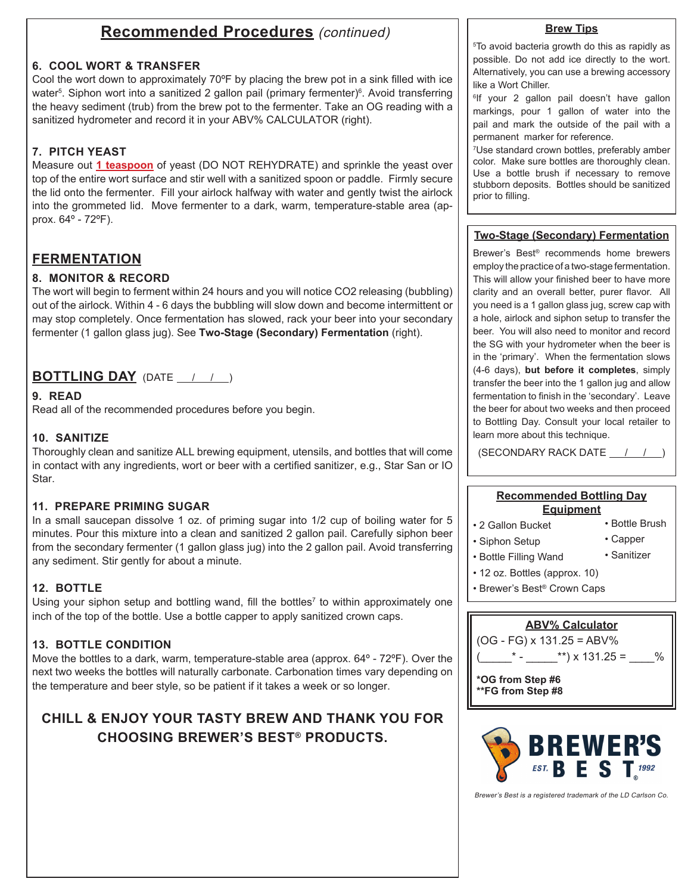## Recommended Procedures *(continued)*

### 6. COOL WORT & TRANSFER

Cool the wort down to approximately 70ºF by placing the brew pot in a sink filled with ice water[5]. Siphon wort into a sanitized 2 gallon pail (primary fermenter)[6]. Avoid transferring the heavy sediment (trub) from the brew pot to the fermenter. Take an OG reading with a sanitized hydrometer and record it in your ABV% CALCULATOR (right).

### 7. PITCH YEAST

Measure out **1 teaspoon** of yeast (DO NOT REHYDRATE) and sprinkle the yeast over top of the entire wort surface and stir well with a sanitized spoon or paddle. Firmly secure the lid onto the fermenter. Fill your airlock halfway with water and gently twist the airlock into the grommeted lid. Move fermenter to a dark, warm, temperature-stable area (approx. 64º - 72ºF).

## FERMENTATION

### 8. MONITOR & RECORD

The wort will begin to ferment within 24 hours and you will notice $CO_2$ releasing (bubbling) out of the airlock. Within 4 - 6 days the bubbling will slow down and become intermittent or may stop completely. Once fermentation has slowed, rack your beer into your secondary fermenter (1 gallon glass jug). See **Two-Stage (Secondary) Fermentation** (right).

## BOTTLING DAY (DATE ___/___/___)

### 9. READ

Read all of the recommended procedures before you begin.

### 10. SANITIZE

Thoroughly clean and sanitize ALL brewing equipment, utensils, and bottles that will come in contact with any ingredients, wort or beer with a certified sanitizer, e.g., Star San or IO Star.

### 11. PREPARE PRIMING SUGAR

In a small saucepan dissolve 1 oz. of priming sugar into 1/2 cup of boiling water for 5 minutes. Pour this mixture into a clean and sanitized 2 gallon pail. Carefully siphon beer from the secondary fermenter (1 gallon glass jug) into the 2 gallon pail. Avoid transferring any sediment. Stir gently for about a minute.

### 12. BOTTLE

Using your siphon setup and bottling wand, fill the bottles[7] to within approximately one inch of the top of the bottle. Use a bottle capper to apply sanitized crown caps.

### 13. BOTTLE CONDITION

Move the bottles to a dark, warm, temperature-stable area (approx. 64º - 72ºF). Over the next two weeks the bottles will naturally carbonate. Carbonation times vary depending on the temperature and beer style, so be patient if it takes a week or so longer.

**CHILL & ENJOY YOUR TASTY BREW AND THANK YOU FOR CHOOSING BREWER'S BEST® PRODUCTS.**

### Brew Tips

[5]To avoid bacteria growth do this as rapidly as possible. Do not add ice directly to the wort. Alternatively, you can use a brewing accessory like a Wort Chiller.

[6]If your 2 gallon pail doesn't have gallon markings, pour 1 gallon of water into the pail and mark the outside of the pail with a permanent marker for reference.

[7]Use standard crown bottles, preferably amber color. Make sure bottles are thoroughly clean. Use a bottle brush if necessary to remove stubborn deposits. Bottles should be sanitized prior to filling.

### Two-Stage (Secondary) Fermentation

Brewer's Best® recommends home brewers employ the practice of a two-stage fermentation. This will allow your finished beer to have more clarity and an overall better, purer flavor. All you need is a 1 gallon glass jug, screw cap with a hole, airlock and siphon setup to transfer the beer. You will also need to monitor and record the SG with your hydrometer when the beer is in the 'primary'. When the fermentation slows (4-6 days), **but before it completes**, simply transfer the beer into the 1 gallon jug and allow fermentation to finish in the 'secondary'. Leave the beer for about two weeks and then proceed to Bottling Day. Consult your local retailer to learn more about this technique.

(SECONDARY RACK DATE ___/___/___)

### Recommended Bottling Day Equipment

- 2 Gallon Bucket
- Siphon Setup
- Bottle Filling Wand
- 12 oz. Bottles (approx. 10)
- Brewer's Best® Crown Caps
- Bottle Brush
- Capper
- Sanitizer

### ABV% Calculator

(OG - FG) x 131.25 = ABV%

(_____* - _____**) x 131.25 = ____%

**\*OG from Step #6**
**\*\*FG from Step #8**

BREWER'S BEST EST. 1992

*Brewer's Best is a registered trademark of the LD Carlson Co.*